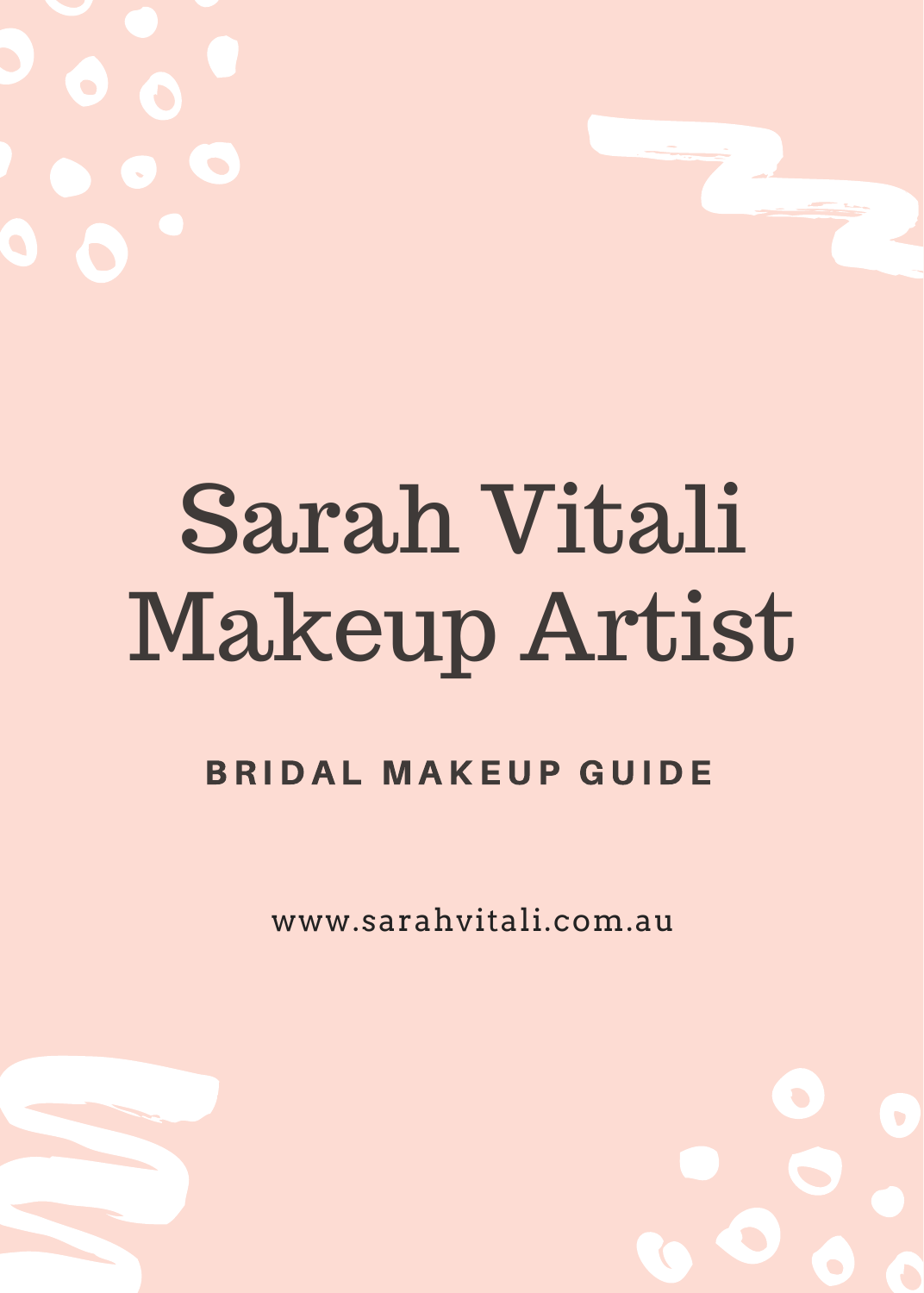# Sarah Vitali Makeup Artist

## BRIDAL MAKEUP GUIDE

www.sarahvitali.com.au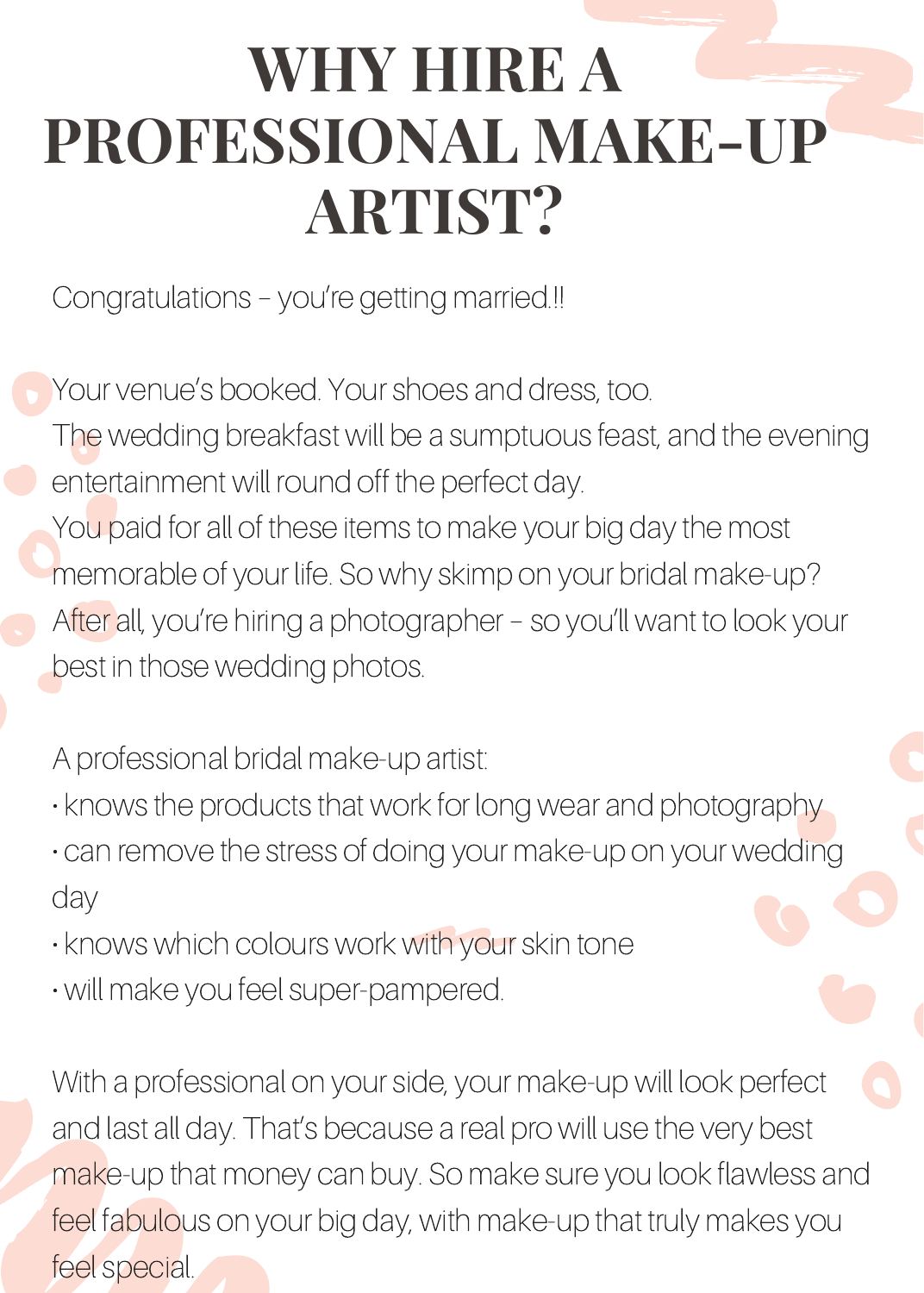# WHY HIRE A PROFESSIONAL MAKE-UP ARTIST?

Congratulations – you're getting married!!

Your venue's booked. Your shoes and dress, too.
The wedding breakfast will be a sumptuous feast, and the evening entertainment will round off the perfect day.
You paid for all of these items to make your big day the most memorable of your life. So why skimp on your bridal make-up?
After all, you're hiring a photographer – so you'll want to look your best in those wedding photos.

A professional bridal make-up artist:
- knows the products that work for long wear and photography
- can remove the stress of doing your make-up on your wedding day
- knows which colours work with your skin tone
- will make you feel super-pampered.

With a professional on your side, your make-up will look perfect and last all day. That's because a real pro will use the very best make-up that money can buy. So make sure you look flawless and feel fabulous on your big day, with make-up that truly makes you feel special.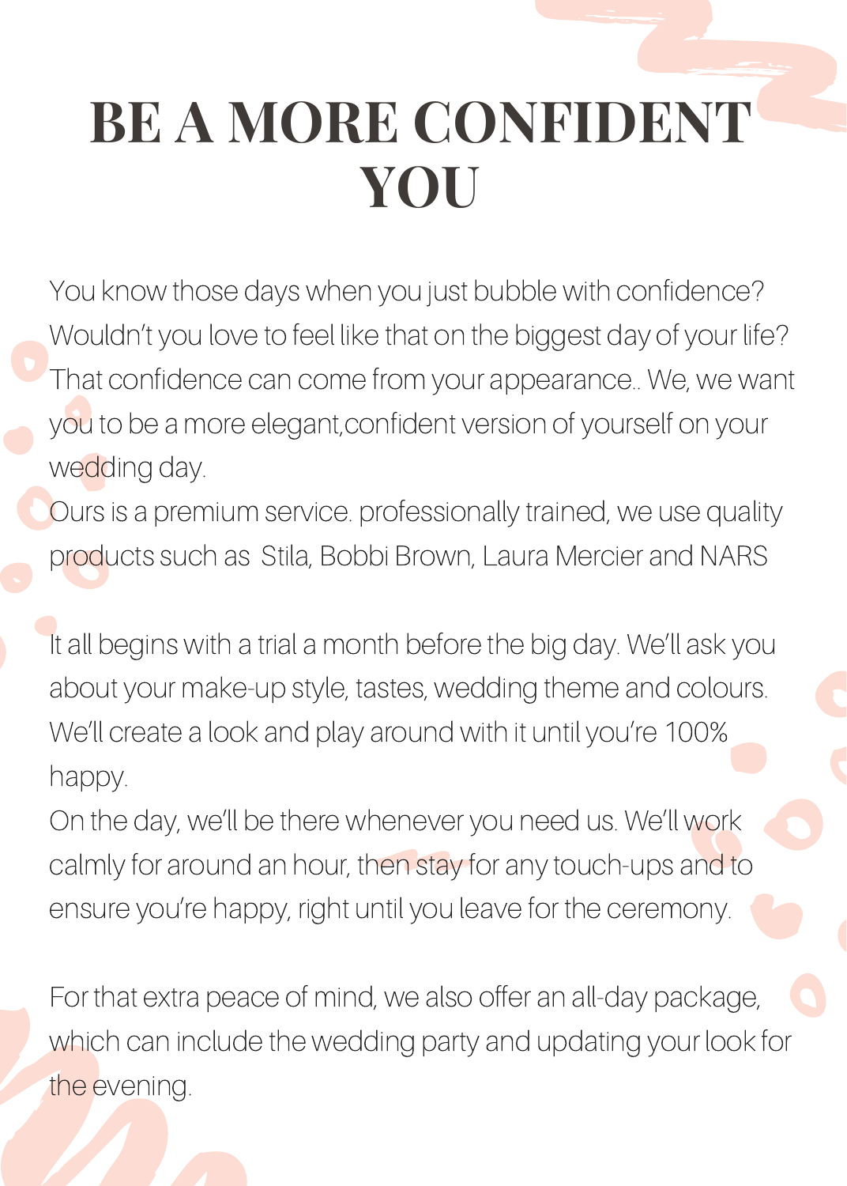# BE A MORE CONFIDENT YOU

You know those days when you just bubble with confidence? Wouldn't you love to feel like that on the biggest day of your life? That confidence can come from your appearance.. We, we want you to be a more elegant,confident version of yourself on your wedding day.

Ours is a premium service. professionally trained, we use quality products such as  Stila, Bobbi Brown, Laura Mercier and NARS

It all begins with a trial a month before the big day. We'll ask you about your make-up style, tastes, wedding theme and colours. We'll create a look and play around with it until you're 100% happy.

On the day, we'll be there whenever you need us. We'll work calmly for around an hour, then stay for any touch-ups and to ensure you're happy, right until you leave for the ceremony.

For that extra peace of mind, we also offer an all-day package, which can include the wedding party and updating your look for the evening.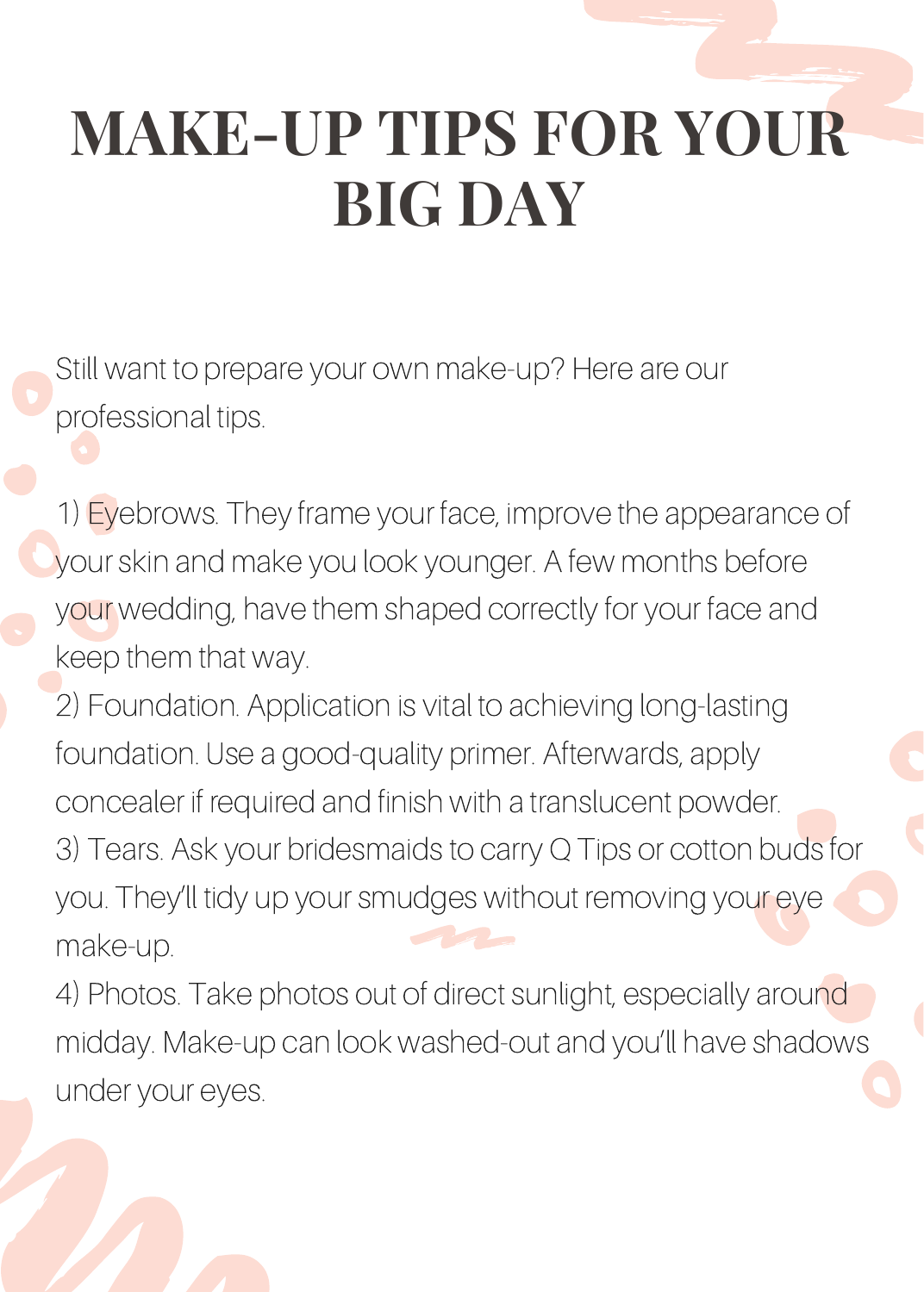# MAKE-UP TIPS FOR YOUR BIG DAY

Still want to prepare your own make-up? Here are our professional tips.

1) Eyebrows. They frame your face, improve the appearance of your skin and make you look younger. A few months before your wedding, have them shaped correctly for your face and keep them that way.
2) Foundation. Application is vital to achieving long-lasting foundation. Use a good-quality primer. Afterwards, apply concealer if required and finish with a translucent powder.
3) Tears. Ask your bridesmaids to carry Q Tips or cotton buds for you. They'll tidy up your smudges without removing your eye make-up.
4) Photos. Take photos out of direct sunlight, especially around midday. Make-up can look washed-out and you'll have shadows under your eyes.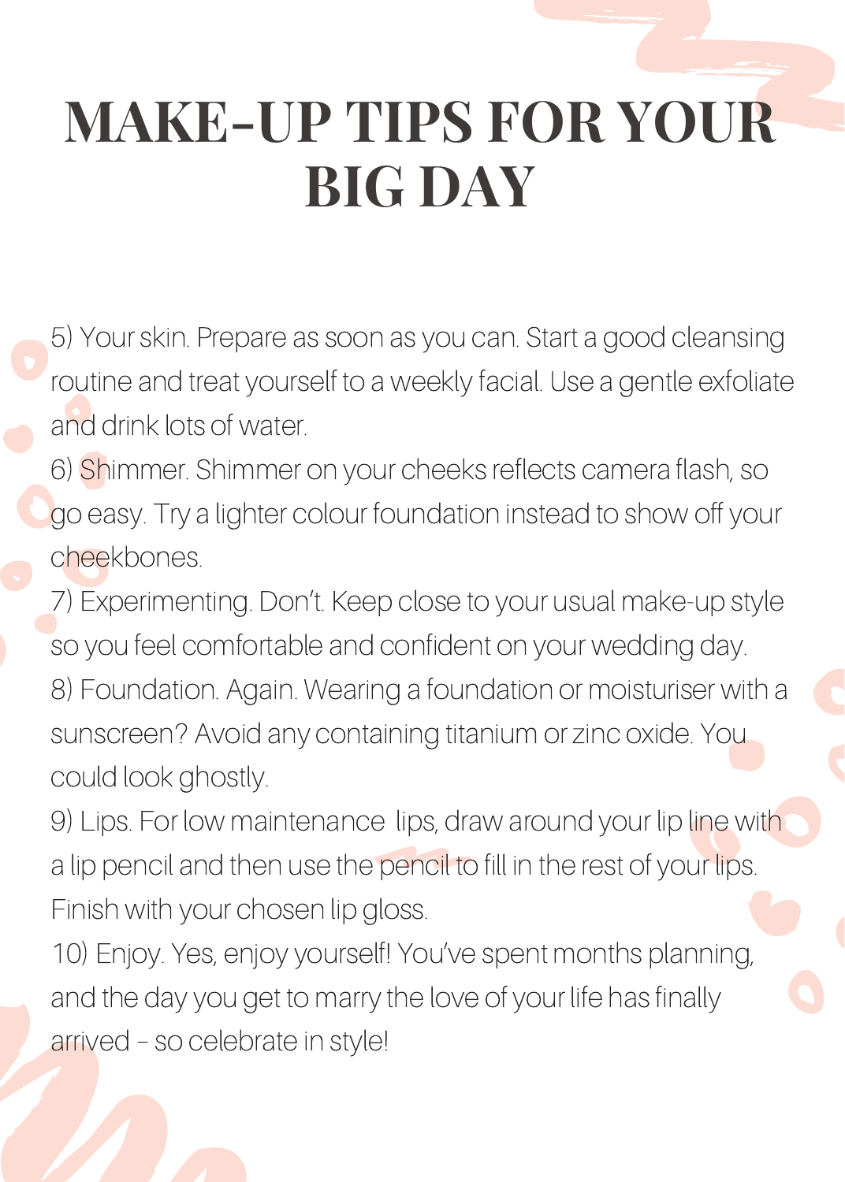# MAKE-UP TIPS FOR YOUR BIG DAY

5) Your skin. Prepare as soon as you can. Start a good cleansing routine and treat yourself to a weekly facial. Use a gentle exfoliate and drink lots of water.

6) Shimmer. Shimmer on your cheeks reflects camera flash, so go easy. Try a lighter colour foundation instead to show off your cheekbones.

7) Experimenting. Don't. Keep close to your usual make-up style so you feel comfortable and confident on your wedding day.

8) Foundation. Again. Wearing a foundation or moisturiser with a sunscreen? Avoid any containing titanium or zinc oxide. You could look ghostly.

9) Lips. For low maintenance lips, draw around your lip line with a lip pencil and then use the pencil to fill in the rest of your lips. Finish with your chosen lip gloss.

10) Enjoy. Yes, enjoy yourself! You've spent months planning, and the day you get to marry the love of your life has finally arrived – so celebrate in style!